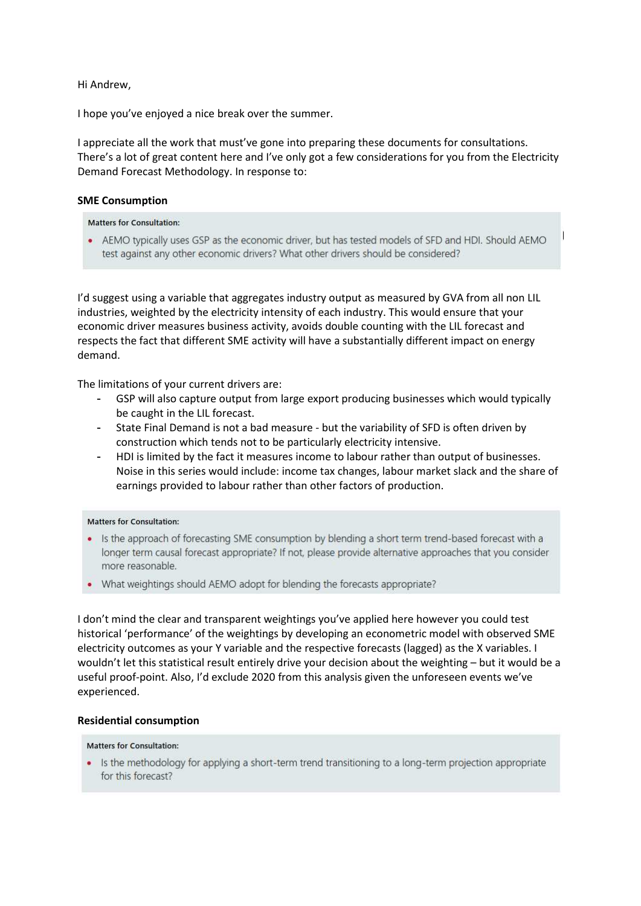Hi Andrew,

I hope you've enjoyed a nice break over the summer.

I appreciate all the work that must've gone into preparing these documents for consultations. There's a lot of great content here and I've only got a few considerations for you from the Electricity Demand Forecast Methodology. In response to:

**SME Consumption**

> **Matters for Consultation:**
>
> - AEMO typically uses GSP as the economic driver, but has tested models of SFD and HDI. Should AEMO test against any other economic drivers? What other drivers should be considered?

I'd suggest using a variable that aggregates industry output as measured by GVA from all non LIL industries, weighted by the electricity intensity of each industry. This would ensure that your economic driver measures business activity, avoids double counting with the LIL forecast and respects the fact that different SME activity will have a substantially different impact on energy demand.

The limitations of your current drivers are:

- GSP will also capture output from large export producing businesses which would typically be caught in the LIL forecast.
- State Final Demand is not a bad measure - but the variability of SFD is often driven by construction which tends not to be particularly electricity intensive.
- HDI is limited by the fact it measures income to labour rather than output of businesses. Noise in this series would include: income tax changes, labour market slack and the share of earnings provided to labour rather than other factors of production.

> **Matters for Consultation:**
>
> - Is the approach of forecasting SME consumption by blending a short term trend-based forecast with a longer term causal forecast appropriate? If not, please provide alternative approaches that you consider more reasonable.
> - What weightings should AEMO adopt for blending the forecasts appropriate?

I don't mind the clear and transparent weightings you've applied here however you could test historical 'performance' of the weightings by developing an econometric model with observed SME electricity outcomes as your Y variable and the respective forecasts (lagged) as the X variables. I wouldn't let this statistical result entirely drive your decision about the weighting – but it would be a useful proof-point. Also, I'd exclude 2020 from this analysis given the unforeseen events we've experienced.

**Residential consumption**

> **Matters for Consultation:**
>
> - Is the methodology for applying a short-term trend transitioning to a long-term projection appropriate for this forecast?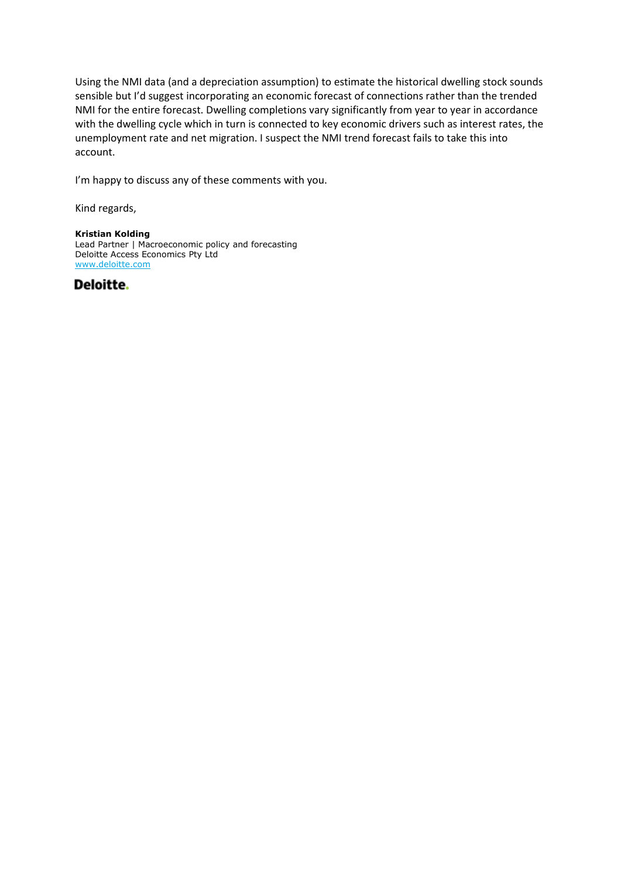Using the NMI data (and a depreciation assumption) to estimate the historical dwelling stock sounds sensible but I'd suggest incorporating an economic forecast of connections rather than the trended NMI for the entire forecast. Dwelling completions vary significantly from year to year in accordance with the dwelling cycle which in turn is connected to key economic drivers such as interest rates, the unemployment rate and net migration. I suspect the NMI trend forecast fails to take this into account.

I'm happy to discuss any of these comments with you.

Kind regards,

**Kristian Kolding**
Lead Partner | Macroeconomic policy and forecasting
Deloitte Access Economics Pty Ltd
www.deloitte.com

Deloitte.